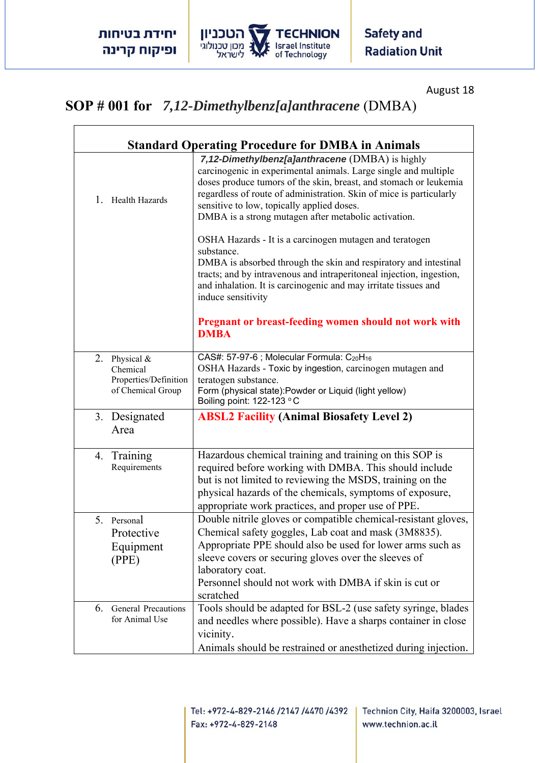August 18

# SOP # 001 for *7,12-Dimethylbenz[a]anthracene* (DMBA)

| Standard Operating Procedure for DMBA in Animals | |
|---|---|
| 1. Health Hazards | ***7,12-Dimethylbenz[a]anthracene*** (DMBA) is highly carcinogenic in experimental animals. Large single and multiple doses produce tumors of the skin, breast, and stomach or leukemia regardless of route of administration. Skin of mice is particularly sensitive to low, topically applied doses.<br>DMBA is a strong mutagen after metabolic activation.<br><br>OSHA Hazards - It is a carcinogen mutagen and teratogen substance.<br>DMBA is absorbed through the skin and respiratory and intestinal tracts; and by intravenous and intraperitoneal injection, ingestion, and inhalation. It is carcinogenic and may irritate tissues and induce sensitivity<br><br>**Pregnant or breast-feeding women should not work with DMBA** |
| 2. Physical & Chemical Properties/Definition of Chemical Group | CAS#: 57-97-6 ; Molecular Formula: $C_{20}H_{16}$<br>OSHA Hazards - Toxic by ingestion, carcinogen mutagen and teratogen substance.<br>Form (physical state):Powder or Liquid (light yellow)<br>Boiling point: 122-123 °C |
| 3. Designated Area | **ABSL2 Facility (Animal Biosafety Level 2)** |
| 4. Training Requirements | Hazardous chemical training and training on this SOP is required before working with DMBA. This should include but is not limited to reviewing the MSDS, training on the physical hazards of the chemicals, symptoms of exposure, appropriate work practices, and proper use of PPE. |
| 5. Personal Protective Equipment (PPE) | Double nitrile gloves or compatible chemical-resistant gloves, Chemical safety goggles, Lab coat and mask (3M8835).<br>Appropriate PPE should also be used for lower arms such as sleeve covers or securing gloves over the sleeves of laboratory coat.<br>Personnel should not work with DMBA if skin is cut or scratched |
| 6. General Precautions for Animal Use | Tools should be adapted for BSL-2 (use safety syringe, blades and needles where possible). Have a sharps container in close vicinity.<br>Animals should be restrained or anesthetized during injection. |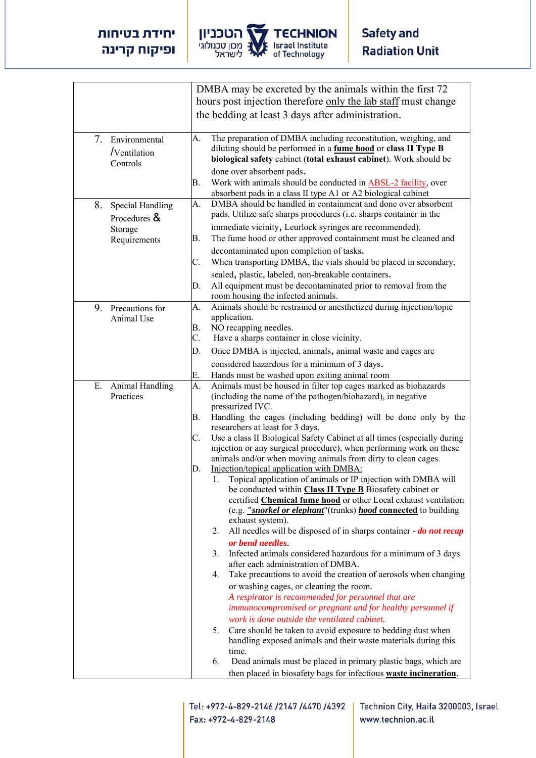| | |
|---|---|
| | DMBA may be excreted by the animals within the first 72 hours post injection therefore only the lab staff must change the bedding at least 3 days after administration. |
| 7. Environmental /Ventilation Controls | A. The preparation of DMBA including reconstitution, weighing, and diluting should be performed in a **fume hood** or **class II Type B biological safety** cabinet (**total exhaust cabinet**). Work should be done over absorbent pads.<br>B. Work with animals should be conducted in ABSL-2 facility, over absorbent pads in a class II type A1 or A2 biological cabinet |
| 8. Special Handling Procedures & Storage Requirements | A. DMBA should be handled in containment and done over absorbent pads. Utilize safe sharps procedures (i.e. sharps container in the immediate vicinity, Leurlock syringes are recommended).<br>B. The fume hood or other approved containment must be cleaned and decontaminated upon completion of tasks.<br>C. When transporting DMBA, the vials should be placed in secondary, sealed, plastic, labeled, non-breakable containers.<br>D. All equipment must be decontaminated prior to removal from the room housing the infected animals. |
| 9. Precautions for Animal Use | A. Animals should be restrained or anesthetized during injection/topic application.<br>B. NO recapping needles.<br>C. Have a sharps container in close vicinity.<br>D. Once DMBA is injected, animals, animal waste and cages are considered hazardous for a minimum of 3 days.<br>E. Hands must be washed upon exiting animal room |
| E. Animal Handling Practices | A. Animals must be housed in filter top cages marked as biohazards (including the name of the pathogen/biohazard), in negative pressurized IVC.<br>B. Handling the cages (including bedding) will be done only by the researchers at least for 3 days.<br>C. Use a class II Biological Safety Cabinet at all times (especially during injection or any surgical procedure), when performing work on these animals and/or when moving animals from dirty to clean cages.<br>D. Injection/topical application with DMBA:<br>1. Topical application of animals or IP injection with DMBA will be conducted within **Class II Type B** Biosafety cabinet or certified **Chemical fume hood** or other Local exhaust ventilation (e.g. ***"snorkel or elephant***"(trunks) ***hood connected*** to building exhaust system).<br>2. All needles will be disposed of in sharps container - ***do not recap or bend needles***.<br>3. Infected animals considered hazardous for a minimum of 3 days after each administration of DMBA.<br>4. Take precautions to avoid the creation of aerosols when changing or washing cages, or cleaning the room. *A respirator is recommended for personnel that are immunocompromised or pregnant and for healthy personnel if work is done outside the ventilated cabinet.*<br>5. Care should be taken to avoid exposure to bedding dust when handling exposed animals and their waste materials during this time.<br>6. Dead animals must be placed in primary plastic bags, which are then placed in biosafety bags for infectious **waste incineration**. |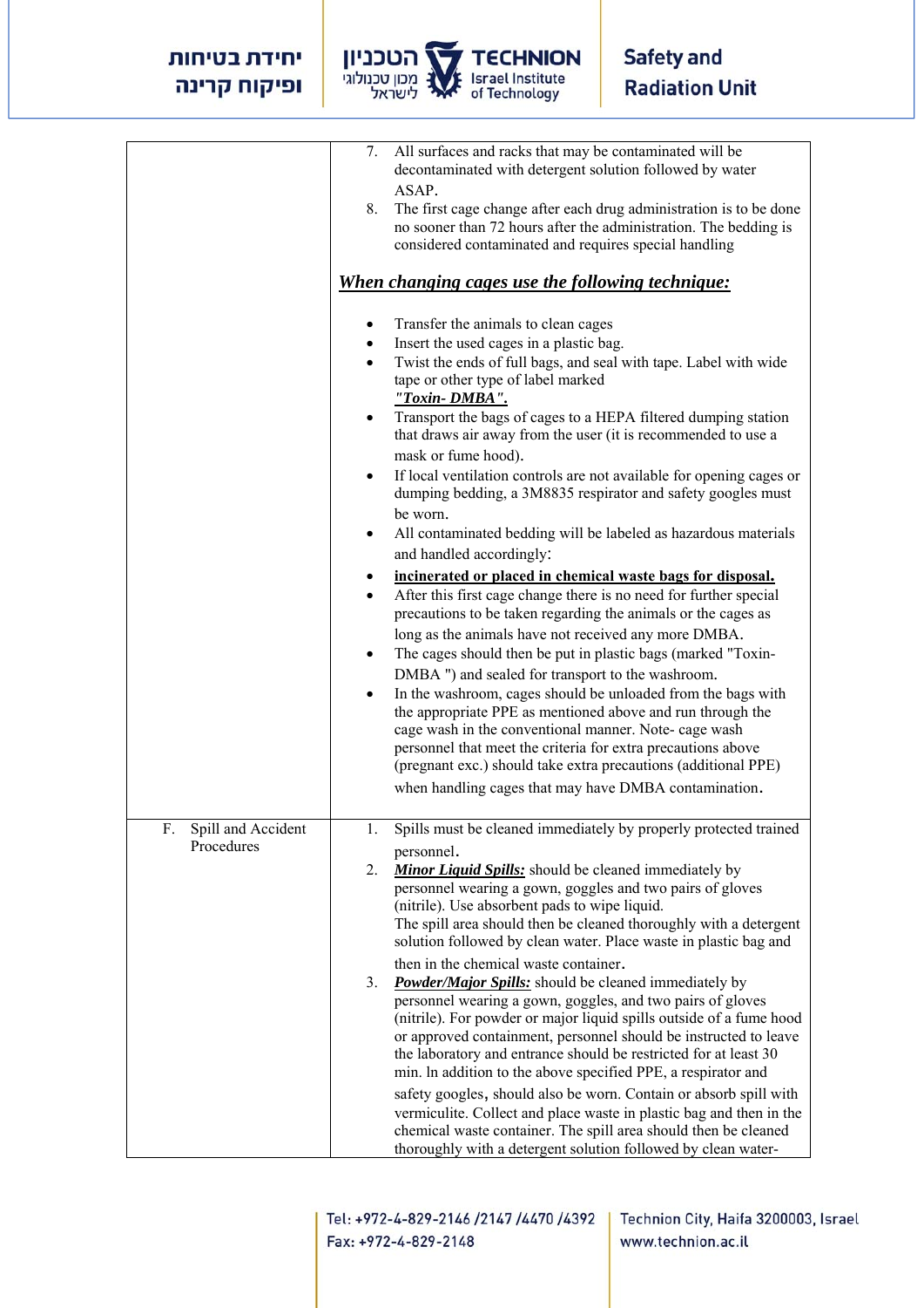| | |
|---|---|
| | 7. All surfaces and racks that may be contaminated will be decontaminated with detergent solution followed by water ASAP.<br>8. The first cage change after each drug administration is to be done no sooner than 72 hours after the administration. The bedding is considered contaminated and requires special handling<br><br>***<u>When changing cages use the following technique:</u>***<br><br>• Transfer the animals to clean cages<br>• Insert the used cages in a plastic bag.<br>• Twist the ends of full bags, and seal with tape. Label with wide tape or other type of label marked ***<u>"Toxin- DMBA".</u>***<br>• Transport the bags of cages to a HEPA filtered dumping station that draws air away from the user (it is recommended to use a mask or fume hood).<br>• If local ventilation controls are not available for opening cages or dumping bedding, a 3M8835 respirator and safety googles must be worn.<br>• All contaminated bedding will be labeled as hazardous materials and handled accordingly:<br>• **<u>incinerated or placed in chemical waste bags for disposal.</u>**<br>• After this first cage change there is no need for further special precautions to be taken regarding the animals or the cages as long as the animals have not received any more DMBA.<br>• The cages should then be put in plastic bags (marked "Toxin-DMBA ") and sealed for transport to the washroom.<br>• In the washroom, cages should be unloaded from the bags with the appropriate PPE as mentioned above and run through the cage wash in the conventional manner. Note- cage wash personnel that meet the criteria for extra precautions above (pregnant exc.) should take extra precautions (additional PPE) when handling cages that may have DMBA contamination. |
| F. Spill and Accident Procedures | 1. Spills must be cleaned immediately by properly protected trained personnel.<br>2. ***<u>Minor Liquid Spills:</u>*** should be cleaned immediately by personnel wearing a gown, goggles and two pairs of gloves (nitrile). Use absorbent pads to wipe liquid.<br>The spill area should then be cleaned thoroughly with a detergent solution followed by clean water. Place waste in plastic bag and then in the chemical waste container.<br>3. ***<u>Powder/Major Spills:</u>*** should be cleaned immediately by personnel wearing a gown, goggles, and two pairs of gloves (nitrile). For powder or major liquid spills outside of a fume hood or approved containment, personnel should be instructed to leave the laboratory and entrance should be restricted for at least 30 min. In addition to the above specified PPE, a respirator and safety googles, should also be worn. Contain or absorb spill with vermiculite. Collect and place waste in plastic bag and then in the chemical waste container. The spill area should then be cleaned thoroughly with a detergent solution followed by clean water- |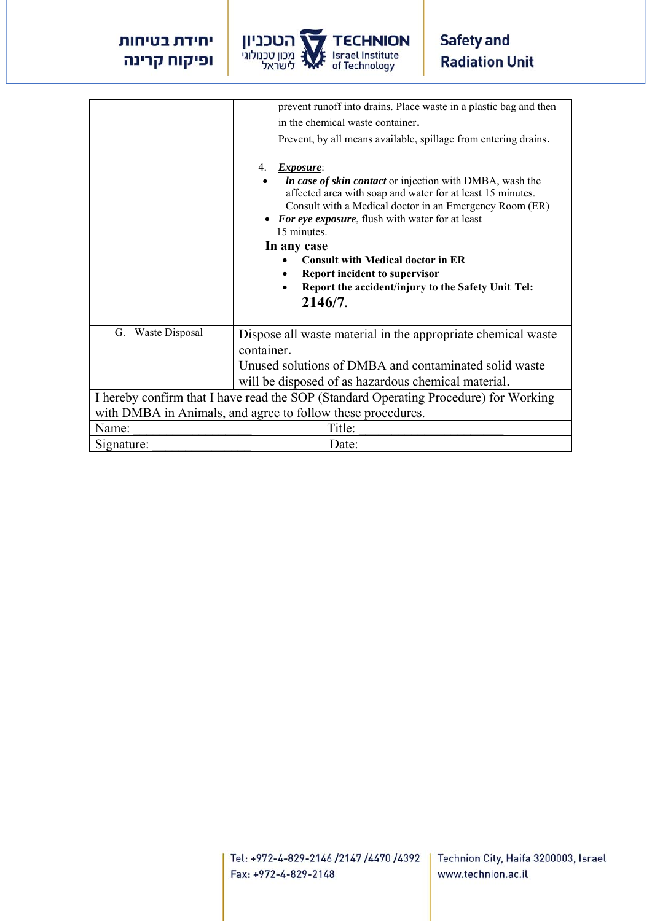| | |
|---|---|
| | prevent runoff into drains. Place waste in a plastic bag and then in the chemical waste container. <br> <u>Prevent, by all means available, spillage from entering drains</u>. <br><br> 4. ***<u>Exposure</u>***: <br> • ***In case of skin contact*** or injection with DMBA, wash the affected area with soap and water for at least 15 minutes. Consult with a Medical doctor in an Emergency Room (ER) <br> • ***For eye exposure***, flush with water for at least 15 minutes. <br> **In any case** <br> • **Consult with Medical doctor in ER** <br> • **Report incident to supervisor** <br> • **Report the accident/injury to the Safety Unit Tel: 2146/7**. |
| G. Waste Disposal | Dispose all waste material in the appropriate chemical waste container. <br> Unused solutions of DMBA and contaminated solid waste will be disposed of as hazardous chemical material. |

I hereby confirm that I have read the SOP (Standard Operating Procedure) for Working with DMBA in Animals, and agree to follow these procedures.

| | |
|---|---|
| Name: ___________________ | Title: _______________________ |
| Signature: _______________ | Date: |